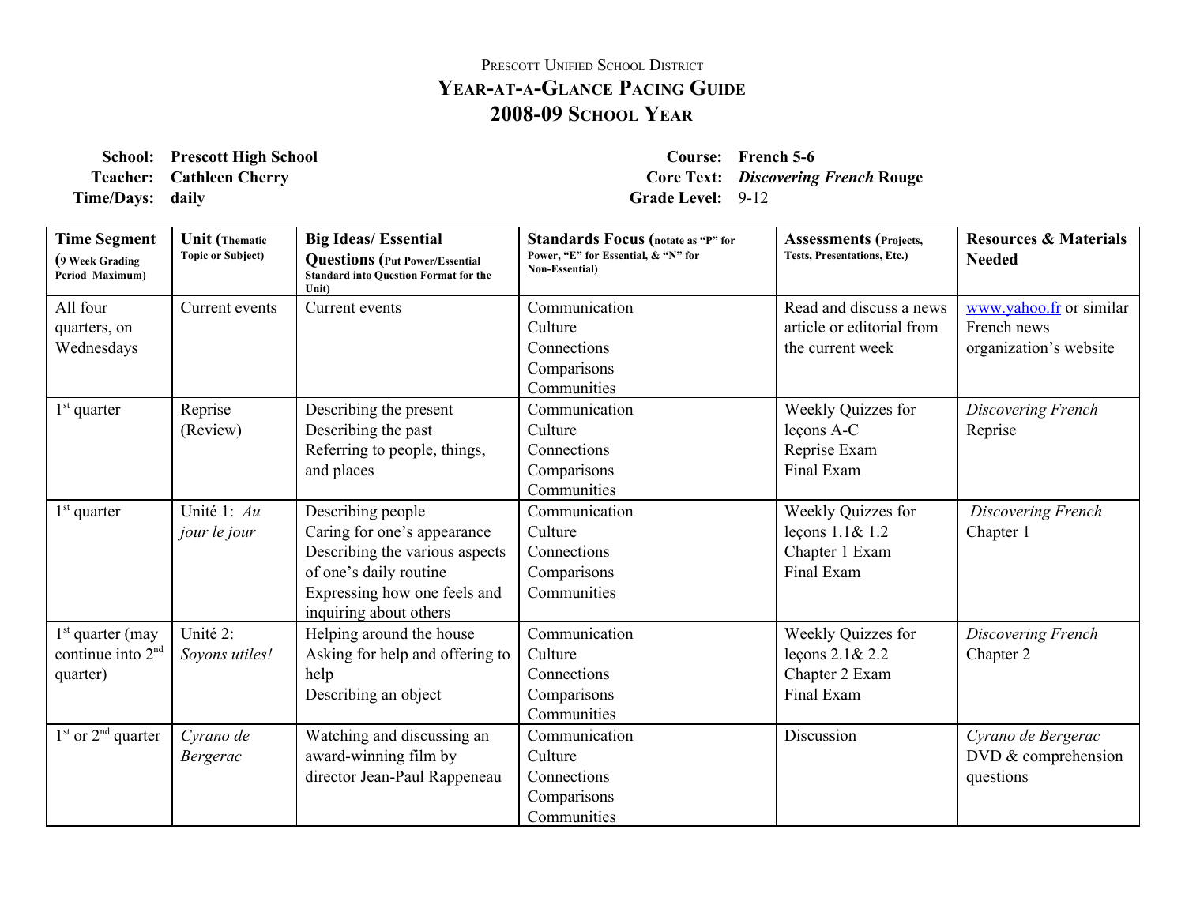PRESCOTT UNIFIED SCHOOL DISTRICT

# YEAR-AT-A-GLANCE PACING GUIDE

## 2008-09 SCHOOL YEAR

**School:** **Prescott High School**
**Teacher:** **Cathleen Cherry**
**Time/Days:** **daily**

**Course:** **French 5-6**
**Core Text:** ***Discovering French* Rouge**
**Grade Level:** 9-12

| **Time Segment** (9 Week Grading Period Maximum) | **Unit** (Thematic Topic or Subject) | **Big Ideas/ Essential Questions** (Put Power/Essential Standard into Question Format for the Unit) | **Standards Focus** (notate as "P" for Power, "E" for Essential, & "N" for Non-Essential) | **Assessments** (Projects, Tests, Presentations, Etc.) | **Resources & Materials Needed** |
|---|---|---|---|---|---|
| All four quarters, on Wednesdays | Current events | Current events | Communication<br>Culture<br>Connections<br>Comparisons<br>Communities | Read and discuss a news article or editorial from the current week | www.yahoo.fr or similar French news organization's website |
| 1st quarter | Reprise (Review) | Describing the present<br>Describing the past<br>Referring to people, things, and places | Communication<br>Culture<br>Connections<br>Comparisons<br>Communities | Weekly Quizzes for leçons A-C<br>Reprise Exam<br>Final Exam | *Discovering French* Reprise |
| 1st quarter | Unité 1: *Au jour le jour* | Describing people<br>Caring for one's appearance<br>Describing the various aspects of one's daily routine<br>Expressing how one feels and inquiring about others | Communication<br>Culture<br>Connections<br>Comparisons<br>Communities | Weekly Quizzes for leçons 1.1& 1.2<br>Chapter 1 Exam<br>Final Exam | *Discovering French* Chapter 1 |
| 1st quarter (may continue into 2nd quarter) | Unité 2: *Soyons utiles!* | Helping around the house<br>Asking for help and offering to help<br>Describing an object | Communication<br>Culture<br>Connections<br>Comparisons<br>Communities | Weekly Quizzes for leçons 2.1& 2.2<br>Chapter 2 Exam<br>Final Exam | *Discovering French* Chapter 2 |
| 1st or 2nd quarter | *Cyrano de Bergerac* | Watching and discussing an award-winning film by director Jean-Paul Rappeneau | Communication<br>Culture<br>Connections<br>Comparisons<br>Communities | Discussion | *Cyrano de Bergerac* DVD & comprehension questions |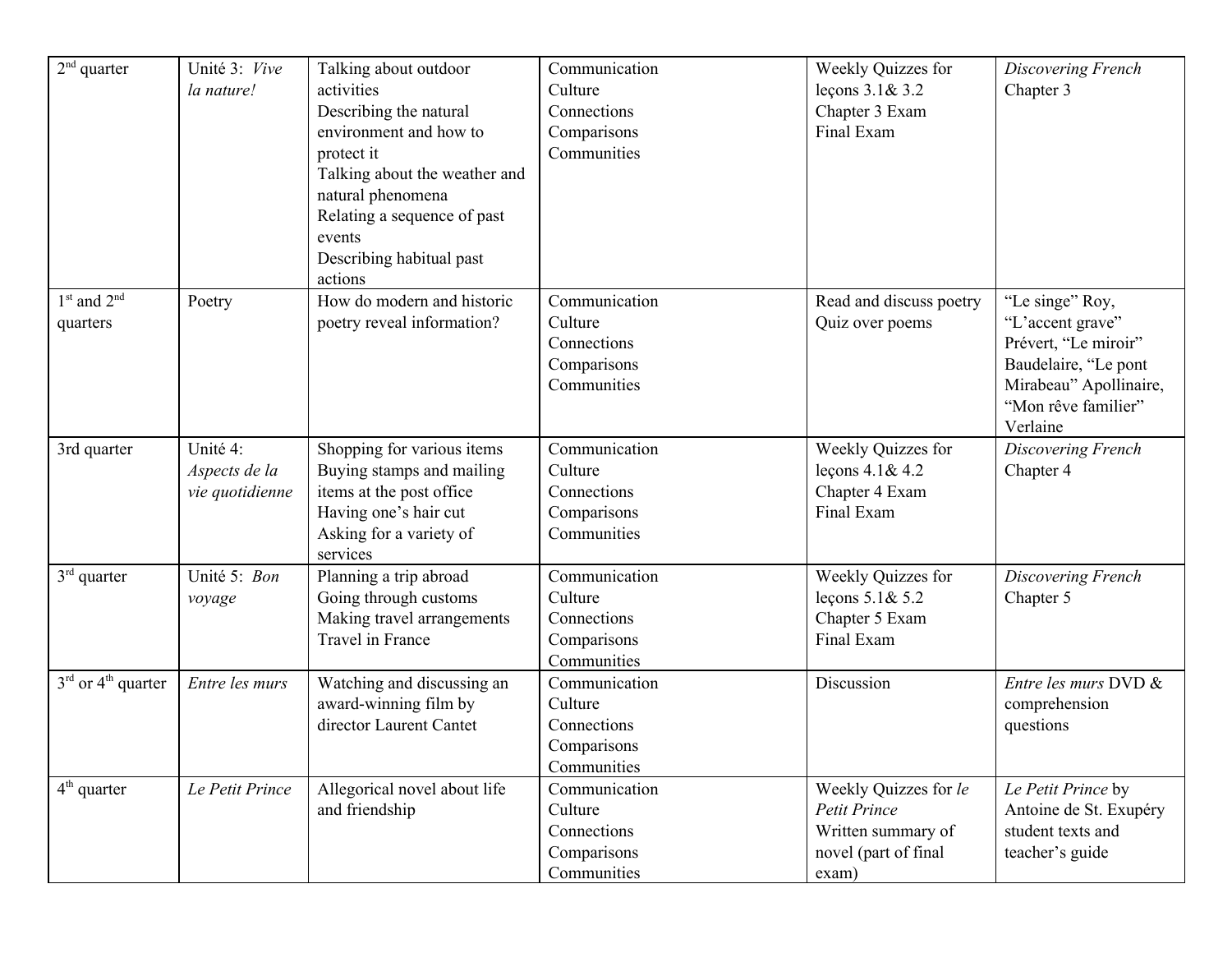| | | | | | |
|---|---|---|---|---|---|
| 2nd quarter | Unité 3: *Vive la nature!* | Talking about outdoor activities<br>Describing the natural environment and how to protect it<br>Talking about the weather and natural phenomena<br>Relating a sequence of past events<br>Describing habitual past actions | Communication<br>Culture<br>Connections<br>Comparisons<br>Communities | Weekly Quizzes for leçons 3.1& 3.2<br>Chapter 3 Exam<br>Final Exam | *Discovering French* Chapter 3 |
| 1st and 2nd quarters | Poetry | How do modern and historic poetry reveal information? | Communication<br>Culture<br>Connections<br>Comparisons<br>Communities | Read and discuss poetry<br>Quiz over poems | "Le singe" Roy, "L'accent grave" Prévert, "Le miroir" Baudelaire, "Le pont Mirabeau" Apollinaire, "Mon rêve familier" Verlaine |
| 3rd quarter | Unité 4: *Aspects de la vie quotidienne* | Shopping for various items<br>Buying stamps and mailing items at the post office<br>Having one's hair cut<br>Asking for a variety of services | Communication<br>Culture<br>Connections<br>Comparisons<br>Communities | Weekly Quizzes for leçons 4.1& 4.2<br>Chapter 4 Exam<br>Final Exam | *Discovering French* Chapter 4 |
| 3rd quarter | Unité 5: *Bon voyage* | Planning a trip abroad<br>Going through customs<br>Making travel arrangements<br>Travel in France | Communication<br>Culture<br>Connections<br>Comparisons<br>Communities | Weekly Quizzes for leçons 5.1& 5.2<br>Chapter 5 Exam<br>Final Exam | *Discovering French* Chapter 5 |
| 3rd or 4th quarter | *Entre les murs* | Watching and discussing an award-winning film by director Laurent Cantet | Communication<br>Culture<br>Connections<br>Comparisons<br>Communities | Discussion | *Entre les murs* DVD & comprehension questions |
| 4th quarter | *Le Petit Prince* | Allegorical novel about life and friendship | Communication<br>Culture<br>Connections<br>Comparisons<br>Communities | Weekly Quizzes for *le Petit Prince*<br>Written summary of novel (part of final exam) | *Le Petit Prince* by Antoine de St. Exupéry student texts and teacher's guide |